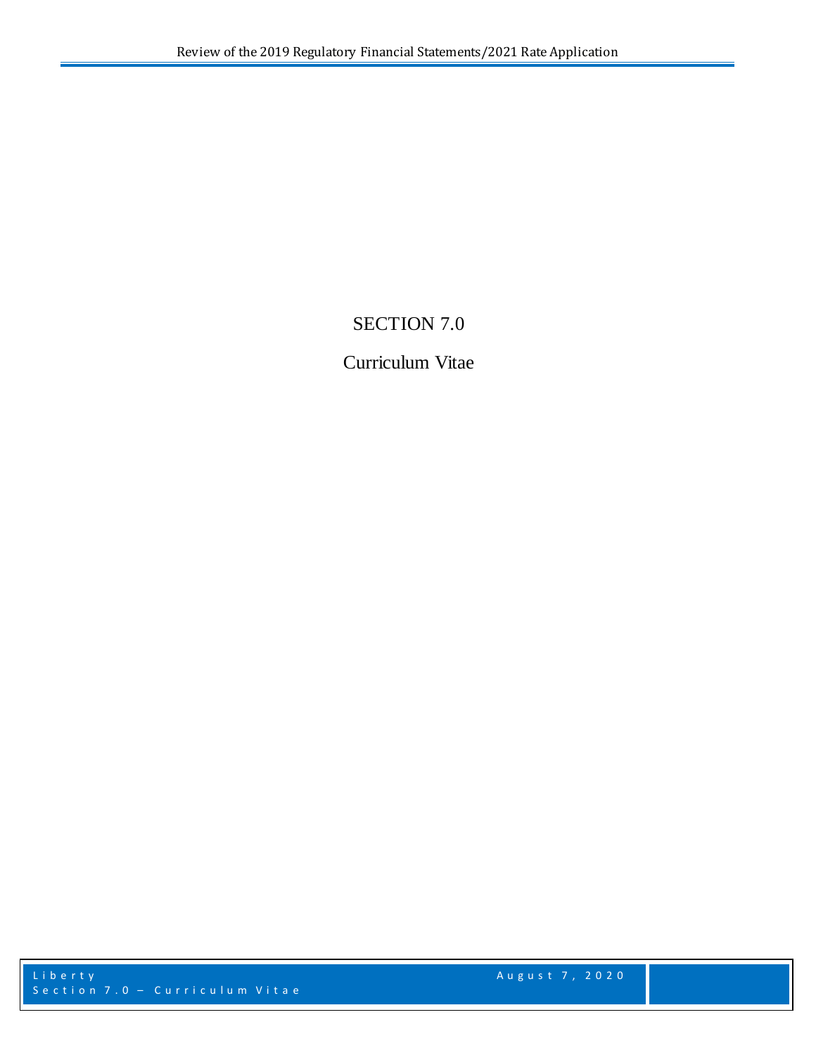# SECTION 7.0

## Curriculum Vitae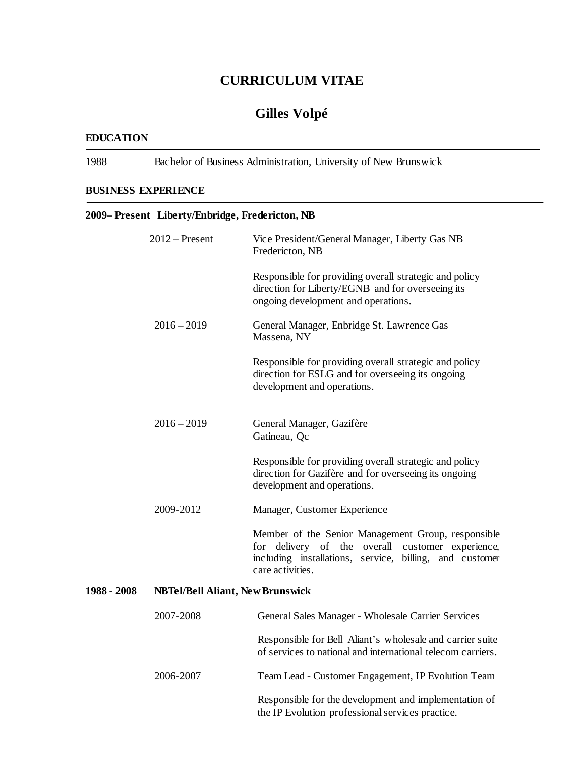# CURRICULUM VITAE

## Gilles Volpé

**EDUCATION**

1988 Bachelor of Business Administration, University of New Brunswick

**BUSINESS EXPERIENCE**

**2009– Present Liberty/Enbridge, Fredericton, NB**

2012 – Present — Vice President/General Manager, Liberty Gas NB
Fredericton, NB

Responsible for providing overall strategic and policy direction for Liberty/EGNB and for overseeing its ongoing development and operations.

2016 – 2019 — General Manager, Enbridge St. Lawrence Gas
Massena, NY

Responsible for providing overall strategic and policy direction for ESLG and for overseeing its ongoing development and operations.

2016 – 2019 — General Manager, Gazifère
Gatineau, Qc

Responsible for providing overall strategic and policy direction for Gazifère and for overseeing its ongoing development and operations.

2009-2012 — Manager, Customer Experience

Member of the Senior Management Group, responsible for delivery of the overall customer experience, including installations, service, billing, and customer care activities.

**1988 - 2008 NBTel/Bell Aliant, New Brunswick**

2007-2008 — General Sales Manager - Wholesale Carrier Services

Responsible for Bell Aliant's wholesale and carrier suite of services to national and international telecom carriers.

2006-2007 — Team Lead - Customer Engagement, IP Evolution Team

Responsible for the development and implementation of the IP Evolution professional services practice.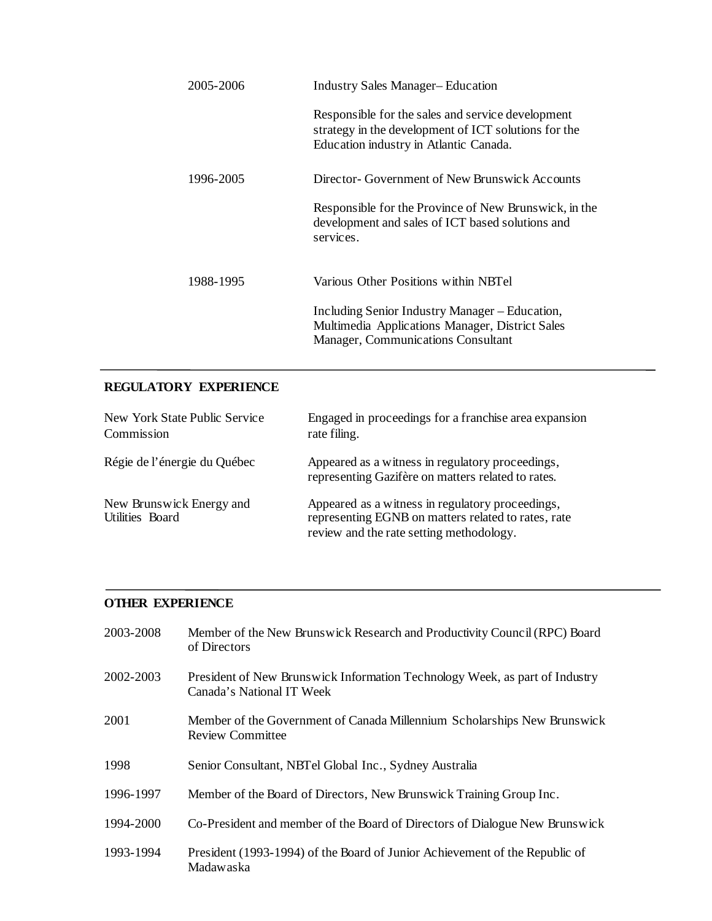| | |
|---|---|
| 2005-2006 | Industry Sales Manager– Education<br><br>Responsible for the sales and service development strategy in the development of ICT solutions for the Education industry in Atlantic Canada. |
| 1996-2005 | Director- Government of New Brunswick Accounts<br><br>Responsible for the Province of New Brunswick, in the development and sales of ICT based solutions and services. |
| 1988-1995 | Various Other Positions within NBTel<br><br>Including Senior Industry Manager – Education, Multimedia Applications Manager, District Sales Manager, Communications Consultant |

---

## REGULATORY EXPERIENCE

| | |
|---|---|
| New York State Public Service Commission | Engaged in proceedings for a franchise area expansion rate filing. |
| Régie de l'énergie du Québec | Appeared as a witness in regulatory proceedings, representing Gazifère on matters related to rates. |
| New Brunswick Energy and Utilities Board | Appeared as a witness in regulatory proceedings, representing EGNB on matters related to rates, rate review and the rate setting methodology. |

---

## OTHER EXPERIENCE

| | |
|---|---|
| 2003-2008 | Member of the New Brunswick Research and Productivity Council (RPC) Board of Directors |
| 2002-2003 | President of New Brunswick Information Technology Week, as part of Industry Canada's National IT Week |
| 2001 | Member of the Government of Canada Millennium Scholarships New Brunswick Review Committee |
| 1998 | Senior Consultant, NBTel Global Inc., Sydney Australia |
| 1996-1997 | Member of the Board of Directors, New Brunswick Training Group Inc. |
| 1994-2000 | Co-President and member of the Board of Directors of Dialogue New Brunswick |
| 1993-1994 | President (1993-1994) of the Board of Junior Achievement of the Republic of Madawaska |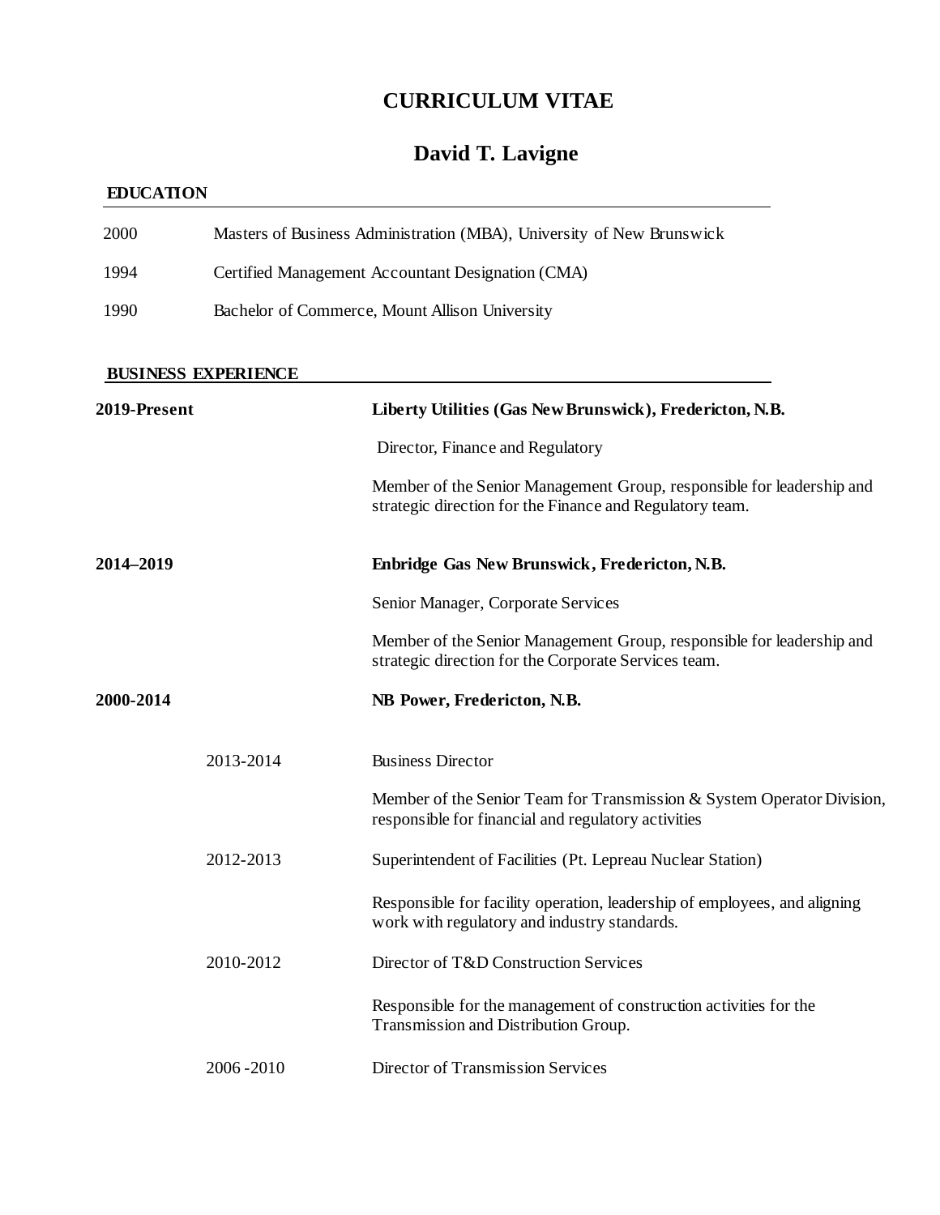# CURRICULUM VITAE

## David T. Lavigne

### EDUCATION

| | |
|---|---|
| 2000 | Masters of Business Administration (MBA), University of New Brunswick |
| 1994 | Certified Management Accountant Designation (CMA) |
| 1990 | Bachelor of Commerce, Mount Allison University |

### BUSINESS EXPERIENCE

**2019-Present** — **Liberty Utilities (Gas New Brunswick), Fredericton, N.B.**

Director, Finance and Regulatory

Member of the Senior Management Group, responsible for leadership and strategic direction for the Finance and Regulatory team.

**2014–2019** — **Enbridge Gas New Brunswick, Fredericton, N.B.**

Senior Manager, Corporate Services

Member of the Senior Management Group, responsible for leadership and strategic direction for the Corporate Services team.

**2000-2014** — **NB Power, Fredericton, N.B.**

2013-2014 — Business Director

Member of the Senior Team for Transmission & System Operator Division, responsible for financial and regulatory activities

2012-2013 — Superintendent of Facilities (Pt. Lepreau Nuclear Station)

Responsible for facility operation, leadership of employees, and aligning work with regulatory and industry standards.

2010-2012 — Director of T&D Construction Services

Responsible for the management of construction activities for the Transmission and Distribution Group.

2006 -2010 — Director of Transmission Services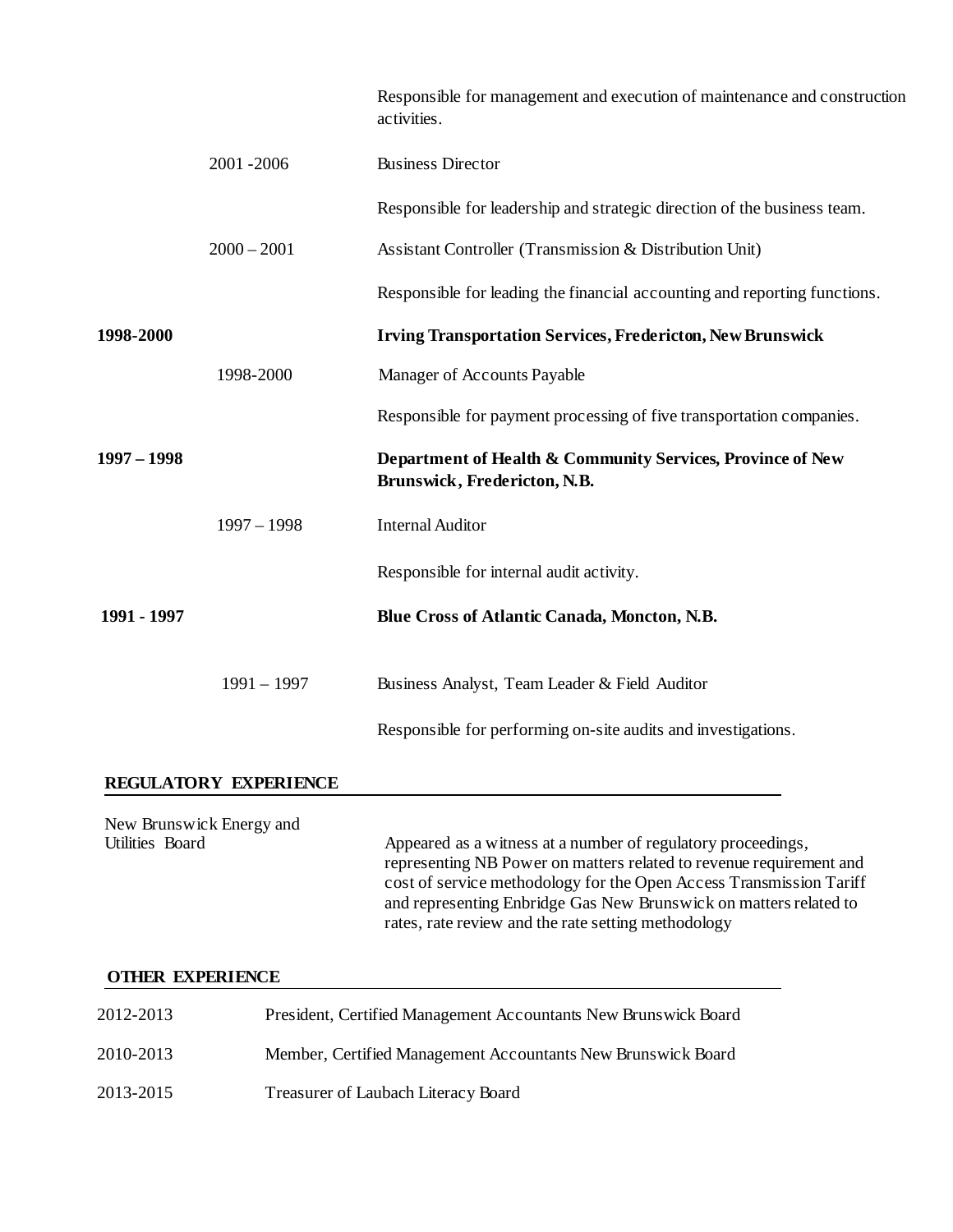Responsible for management and execution of maintenance and construction activities.

2001 -2006 Business Director

Responsible for leadership and strategic direction of the business team.

2000 – 2001 Assistant Controller (Transmission & Distribution Unit)

Responsible for leading the financial accounting and reporting functions.

**1998-2000** **Irving Transportation Services, Fredericton, New Brunswick**

1998-2000 Manager of Accounts Payable

Responsible for payment processing of five transportation companies.

**1997 – 1998** **Department of Health & Community Services, Province of New Brunswick, Fredericton, N.B.**

1997 – 1998 Internal Auditor

Responsible for internal audit activity.

**1991 - 1997** **Blue Cross of Atlantic Canada, Moncton, N.B.**

1991 – 1997 Business Analyst, Team Leader & Field Auditor

Responsible for performing on-site audits and investigations.

## REGULATORY EXPERIENCE

New Brunswick Energy and Utilities Board — Appeared as a witness at a number of regulatory proceedings, representing NB Power on matters related to revenue requirement and cost of service methodology for the Open Access Transmission Tariff and representing Enbridge Gas New Brunswick on matters related to rates, rate review and the rate setting methodology

## OTHER EXPERIENCE

2012-2013 President, Certified Management Accountants New Brunswick Board

2010-2013 Member, Certified Management Accountants New Brunswick Board

2013-2015 Treasurer of Laubach Literacy Board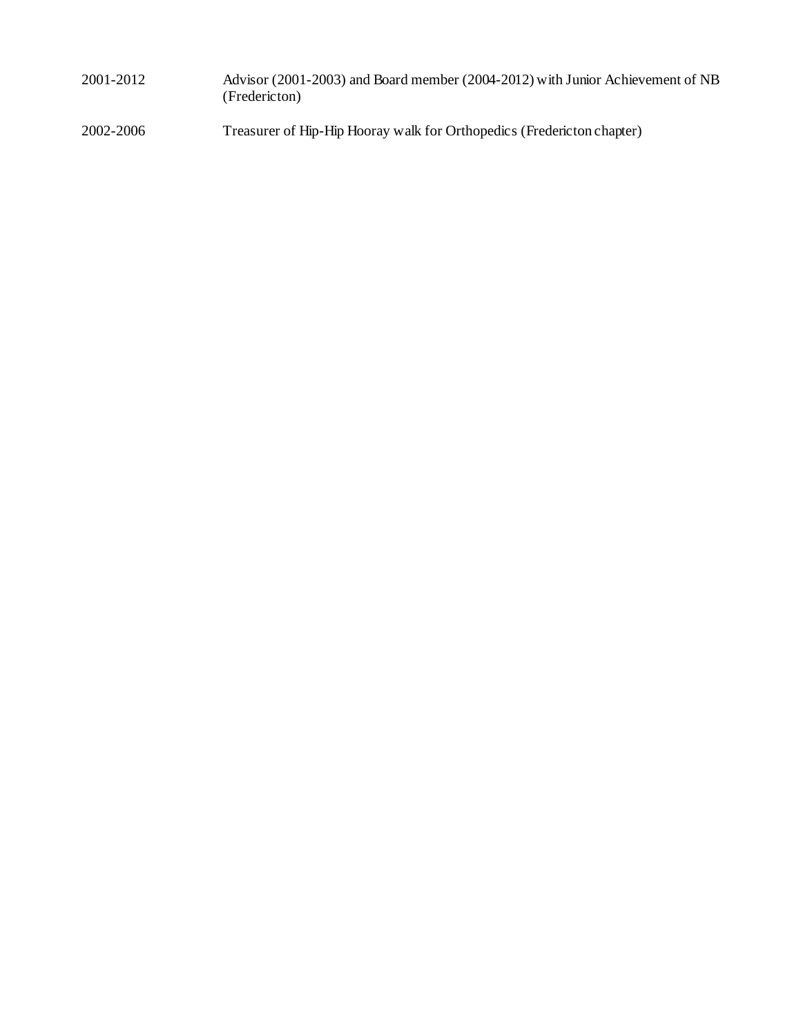| | |
|---|---|
| 2001-2012 | Advisor (2001-2003) and Board member (2004-2012) with Junior Achievement of NB (Fredericton) |
| 2002-2006 | Treasurer of Hip-Hip Hooray walk for Orthopedics (Fredericton chapter) |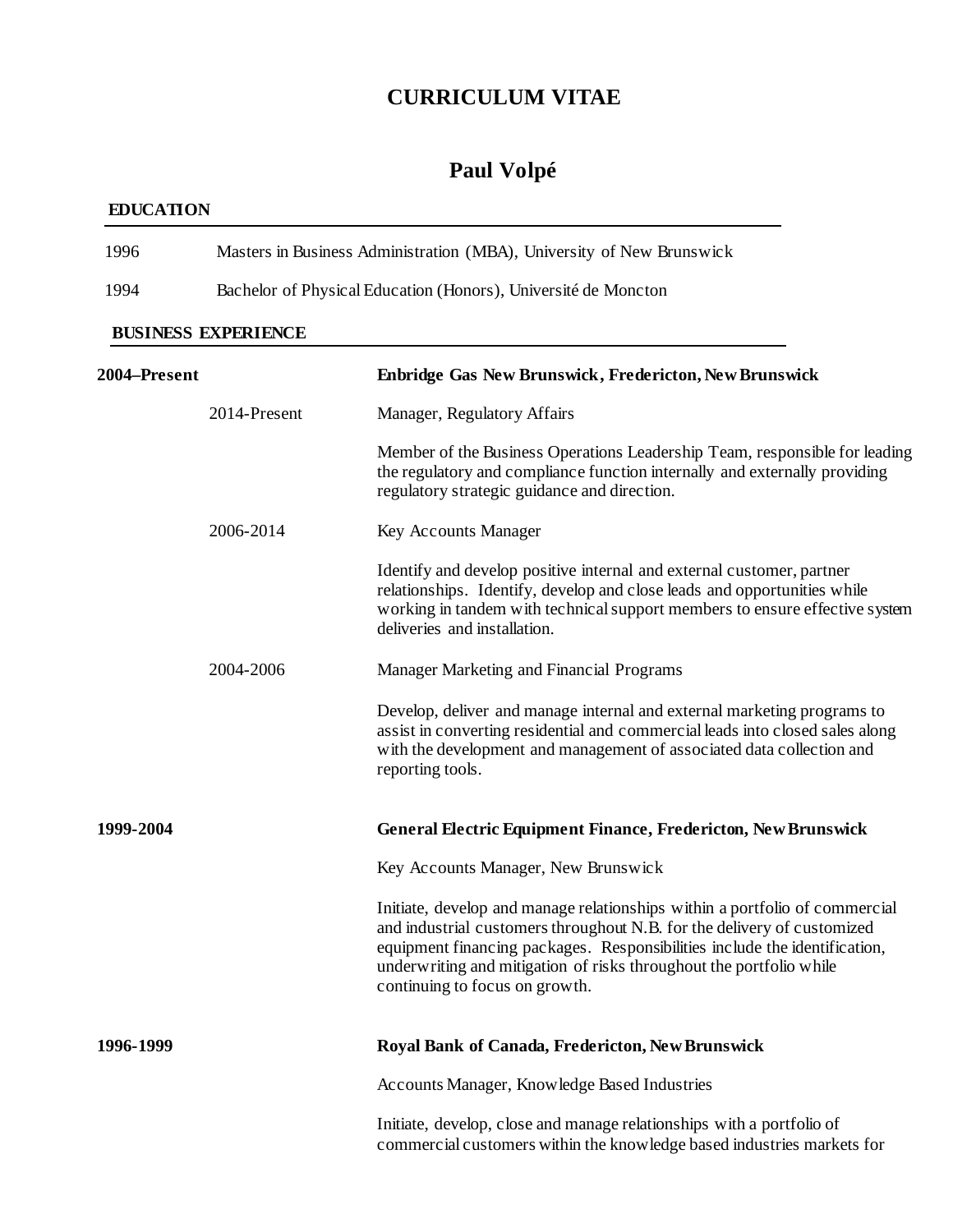# CURRICULUM VITAE

## Paul Volpé

### EDUCATION

1996 Masters in Business Administration (MBA), University of New Brunswick

1994 Bachelor of Physical Education (Honors), Université de Moncton

### BUSINESS EXPERIENCE

**2004–Present** **Enbridge Gas New Brunswick, Fredericton, New Brunswick**

2014-Present Manager, Regulatory Affairs

Member of the Business Operations Leadership Team, responsible for leading the regulatory and compliance function internally and externally providing regulatory strategic guidance and direction.

2006-2014 Key Accounts Manager

Identify and develop positive internal and external customer, partner relationships. Identify, develop and close leads and opportunities while working in tandem with technical support members to ensure effective system deliveries and installation.

2004-2006 Manager Marketing and Financial Programs

Develop, deliver and manage internal and external marketing programs to assist in converting residential and commercial leads into closed sales along with the development and management of associated data collection and reporting tools.

**1999-2004** **General Electric Equipment Finance, Fredericton, New Brunswick**

Key Accounts Manager, New Brunswick

Initiate, develop and manage relationships within a portfolio of commercial and industrial customers throughout N.B. for the delivery of customized equipment financing packages. Responsibilities include the identification, underwriting and mitigation of risks throughout the portfolio while continuing to focus on growth.

**1996-1999** **Royal Bank of Canada, Fredericton, New Brunswick**

Accounts Manager, Knowledge Based Industries

Initiate, develop, close and manage relationships with a portfolio of commercial customers within the knowledge based industries markets for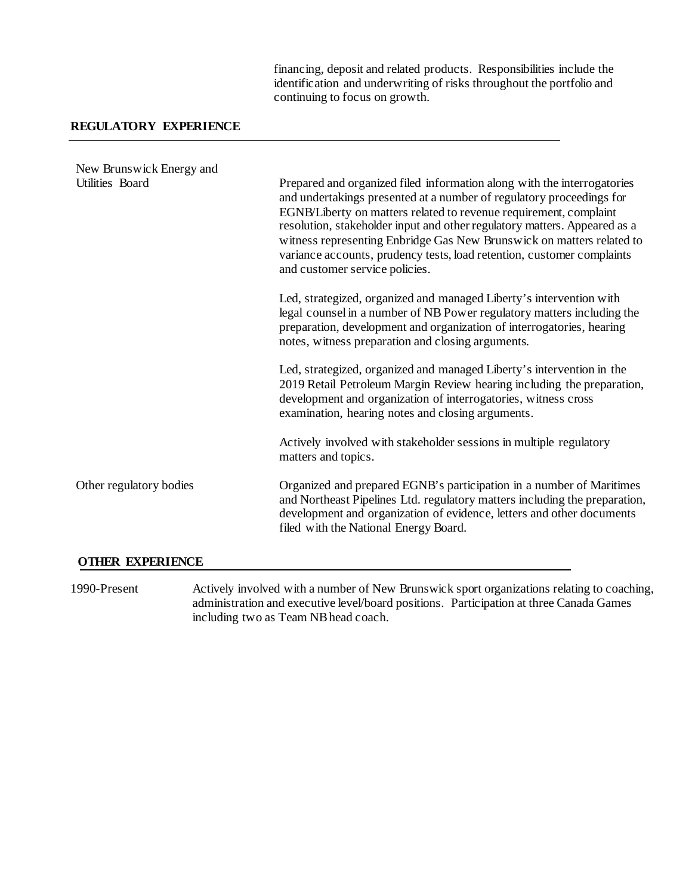financing, deposit and related products. Responsibilities include the identification and underwriting of risks throughout the portfolio and continuing to focus on growth.

## REGULATORY EXPERIENCE

| | |
|---|---|
| New Brunswick Energy and Utilities Board | Prepared and organized filed information along with the interrogatories and undertakings presented at a number of regulatory proceedings for EGNB/Liberty on matters related to revenue requirement, complaint resolution, stakeholder input and other regulatory matters. Appeared as a witness representing Enbridge Gas New Brunswick on matters related to variance accounts, prudency tests, load retention, customer complaints and customer service policies.<br><br>Led, strategized, organized and managed Liberty's intervention with legal counsel in a number of NB Power regulatory matters including the preparation, development and organization of interrogatories, hearing notes, witness preparation and closing arguments.<br><br>Led, strategized, organized and managed Liberty's intervention in the 2019 Retail Petroleum Margin Review hearing including the preparation, development and organization of interrogatories, witness cross examination, hearing notes and closing arguments.<br><br>Actively involved with stakeholder sessions in multiple regulatory matters and topics. |
| Other regulatory bodies | Organized and prepared EGNB's participation in a number of Maritimes and Northeast Pipelines Ltd. regulatory matters including the preparation, development and organization of evidence, letters and other documents filed with the National Energy Board. |

## OTHER EXPERIENCE

| | |
|---|---|
| 1990-Present | Actively involved with a number of New Brunswick sport organizations relating to coaching, administration and executive level/board positions. Participation at three Canada Games including two as Team NB head coach. |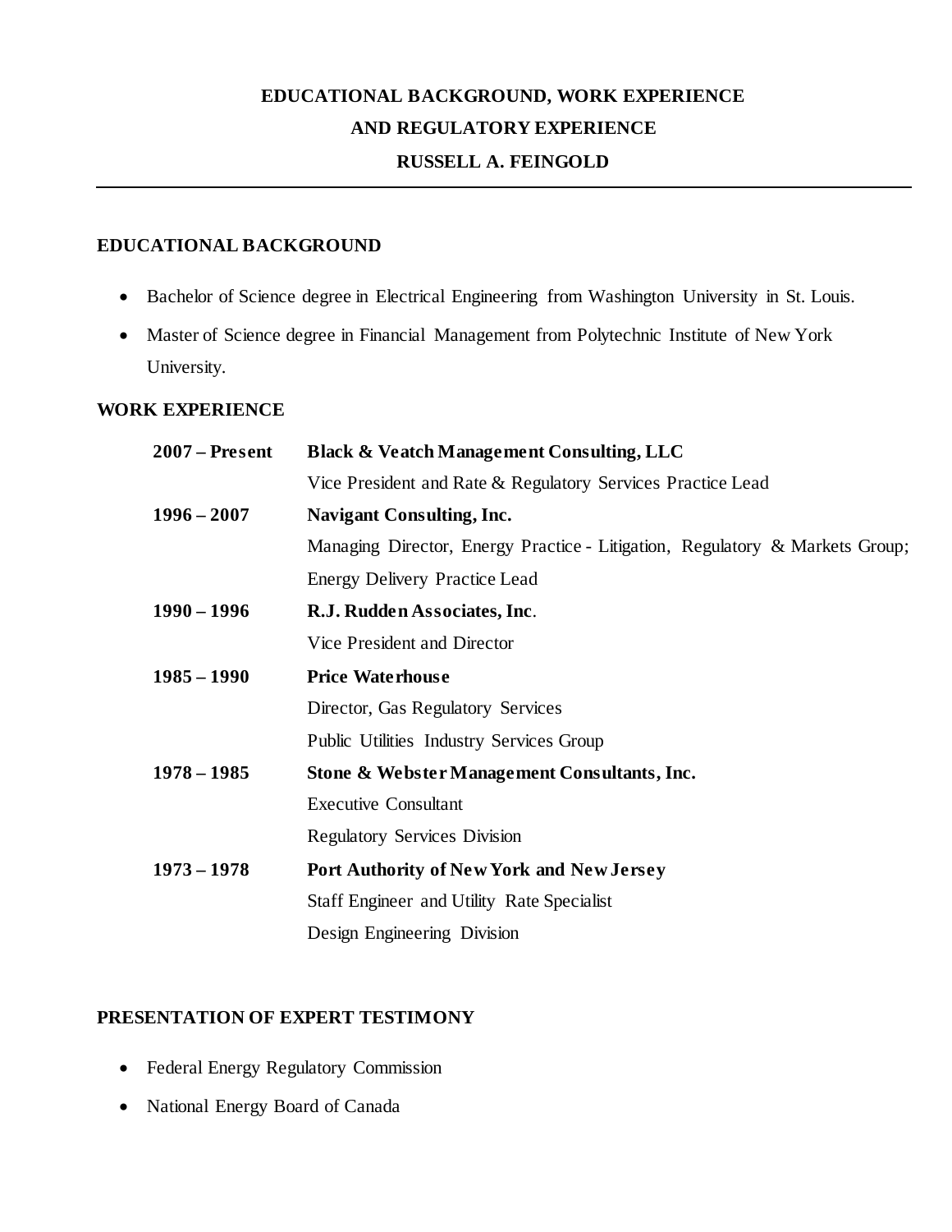# EDUCATIONAL BACKGROUND, WORK EXPERIENCE AND REGULATORY EXPERIENCE

# RUSSELL A. FEINGOLD

---

## EDUCATIONAL BACKGROUND

- Bachelor of Science degree in Electrical Engineering from Washington University in St. Louis.
- Master of Science degree in Financial Management from Polytechnic Institute of New York University.

## WORK EXPERIENCE

| | |
|---|---|
| **2007 – Present** | **Black & Veatch Management Consulting, LLC**<br>Vice President and Rate & Regulatory Services Practice Lead |
| **1996 – 2007** | **Navigant Consulting, Inc.**<br>Managing Director, Energy Practice - Litigation, Regulatory & Markets Group; Energy Delivery Practice Lead |
| **1990 – 1996** | **R.J. Rudden Associates, Inc**.<br>Vice President and Director |
| **1985 – 1990** | **Price Waterhouse**<br>Director, Gas Regulatory Services<br>Public Utilities Industry Services Group |
| **1978 – 1985** | **Stone & Webster Management Consultants, Inc.**<br>Executive Consultant<br>Regulatory Services Division |
| **1973 – 1978** | **Port Authority of New York and New Jersey**<br>Staff Engineer and Utility Rate Specialist<br>Design Engineering Division |

## PRESENTATION OF EXPERT TESTIMONY

- Federal Energy Regulatory Commission
- National Energy Board of Canada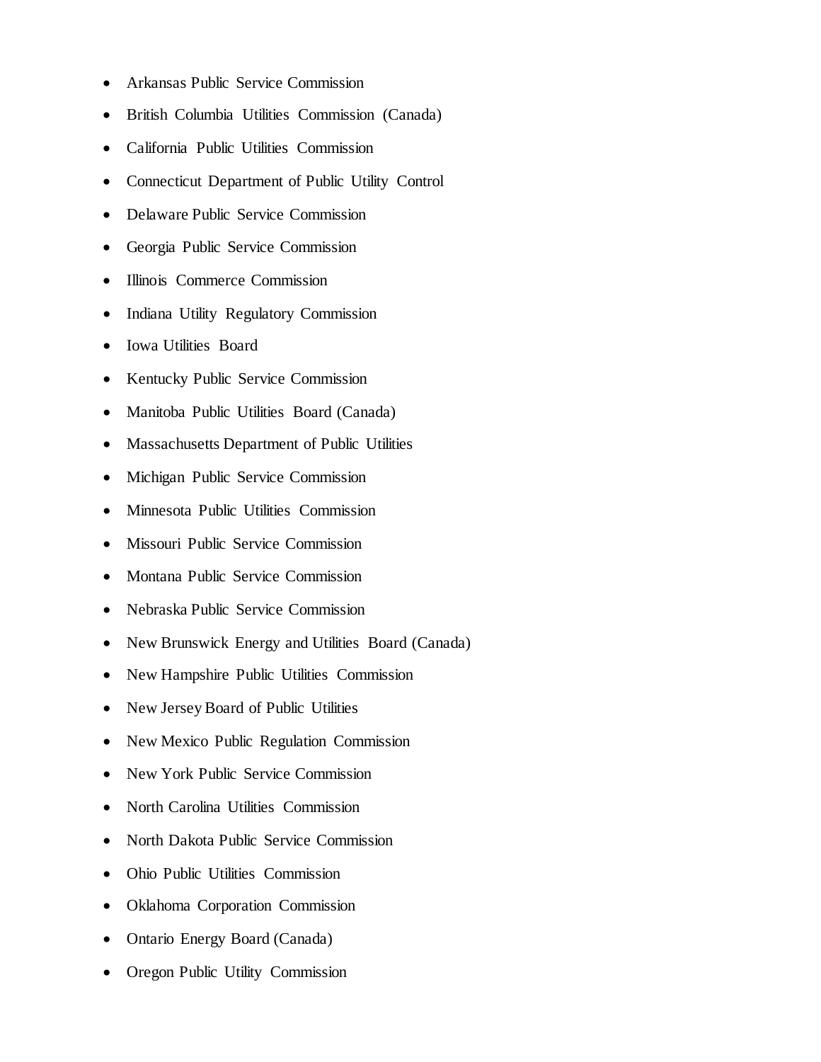- Arkansas Public Service Commission
- British Columbia Utilities Commission (Canada)
- California Public Utilities Commission
- Connecticut Department of Public Utility Control
- Delaware Public Service Commission
- Georgia Public Service Commission
- Illinois Commerce Commission
- Indiana Utility Regulatory Commission
- Iowa Utilities Board
- Kentucky Public Service Commission
- Manitoba Public Utilities Board (Canada)
- Massachusetts Department of Public Utilities
- Michigan Public Service Commission
- Minnesota Public Utilities Commission
- Missouri Public Service Commission
- Montana Public Service Commission
- Nebraska Public Service Commission
- New Brunswick Energy and Utilities Board (Canada)
- New Hampshire Public Utilities Commission
- New Jersey Board of Public Utilities
- New Mexico Public Regulation Commission
- New York Public Service Commission
- North Carolina Utilities Commission
- North Dakota Public Service Commission
- Ohio Public Utilities Commission
- Oklahoma Corporation Commission
- Ontario Energy Board (Canada)
- Oregon Public Utility Commission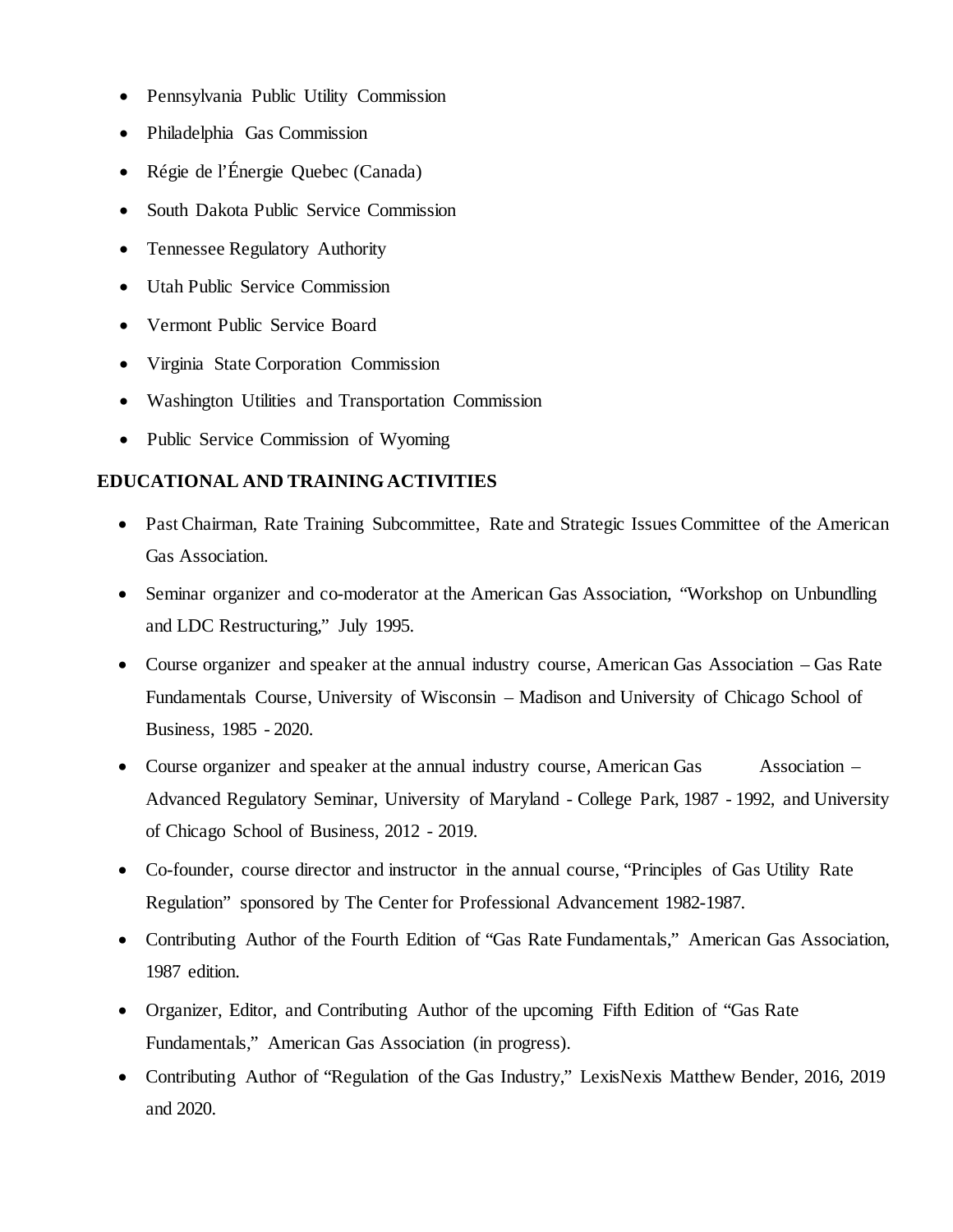- Pennsylvania Public Utility Commission
- Philadelphia Gas Commission
- Régie de l'Énergie Quebec (Canada)
- South Dakota Public Service Commission
- Tennessee Regulatory Authority
- Utah Public Service Commission
- Vermont Public Service Board
- Virginia State Corporation Commission
- Washington Utilities and Transportation Commission
- Public Service Commission of Wyoming

**EDUCATIONAL AND TRAINING ACTIVITIES**

- Past Chairman, Rate Training Subcommittee, Rate and Strategic Issues Committee of the American Gas Association.
- Seminar organizer and co-moderator at the American Gas Association, "Workshop on Unbundling and LDC Restructuring," July 1995.
- Course organizer and speaker at the annual industry course, American Gas Association – Gas Rate Fundamentals Course, University of Wisconsin – Madison and University of Chicago School of Business, 1985 - 2020.
- Course organizer and speaker at the annual industry course, American Gas Association – Advanced Regulatory Seminar, University of Maryland - College Park, 1987 - 1992, and University of Chicago School of Business, 2012 - 2019.
- Co-founder, course director and instructor in the annual course, "Principles of Gas Utility Rate Regulation" sponsored by The Center for Professional Advancement 1982-1987.
- Contributing Author of the Fourth Edition of "Gas Rate Fundamentals," American Gas Association, 1987 edition.
- Organizer, Editor, and Contributing Author of the upcoming Fifth Edition of "Gas Rate Fundamentals," American Gas Association (in progress).
- Contributing Author of "Regulation of the Gas Industry," LexisNexis Matthew Bender, 2016, 2019 and 2020.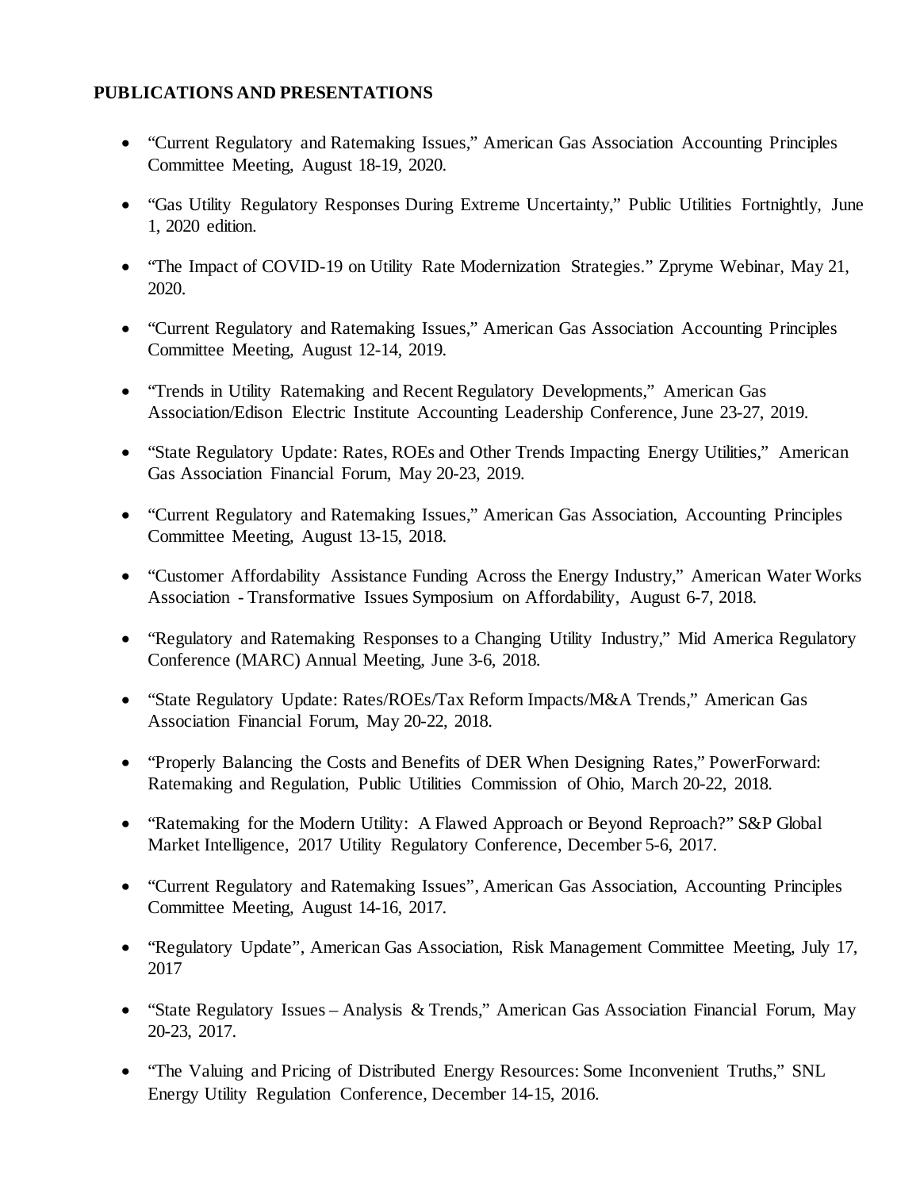**PUBLICATIONS AND PRESENTATIONS**

- "Current Regulatory and Ratemaking Issues," American Gas Association Accounting Principles Committee Meeting, August 18-19, 2020.
- "Gas Utility Regulatory Responses During Extreme Uncertainty," Public Utilities Fortnightly, June 1, 2020 edition.
- "The Impact of COVID-19 on Utility Rate Modernization Strategies." Zpryme Webinar, May 21, 2020.
- "Current Regulatory and Ratemaking Issues," American Gas Association Accounting Principles Committee Meeting, August 12-14, 2019.
- "Trends in Utility Ratemaking and Recent Regulatory Developments," American Gas Association/Edison Electric Institute Accounting Leadership Conference, June 23-27, 2019.
- "State Regulatory Update: Rates, ROEs and Other Trends Impacting Energy Utilities," American Gas Association Financial Forum, May 20-23, 2019.
- "Current Regulatory and Ratemaking Issues," American Gas Association, Accounting Principles Committee Meeting, August 13-15, 2018.
- "Customer Affordability Assistance Funding Across the Energy Industry," American Water Works Association - Transformative Issues Symposium on Affordability, August 6-7, 2018.
- "Regulatory and Ratemaking Responses to a Changing Utility Industry," Mid America Regulatory Conference (MARC) Annual Meeting, June 3-6, 2018.
- "State Regulatory Update: Rates/ROEs/Tax Reform Impacts/M&A Trends," American Gas Association Financial Forum, May 20-22, 2018.
- "Properly Balancing the Costs and Benefits of DER When Designing Rates," PowerForward: Ratemaking and Regulation, Public Utilities Commission of Ohio, March 20-22, 2018.
- "Ratemaking for the Modern Utility: A Flawed Approach or Beyond Reproach?" S&P Global Market Intelligence, 2017 Utility Regulatory Conference, December 5-6, 2017.
- "Current Regulatory and Ratemaking Issues", American Gas Association, Accounting Principles Committee Meeting, August 14-16, 2017.
- "Regulatory Update", American Gas Association, Risk Management Committee Meeting, July 17, 2017
- "State Regulatory Issues – Analysis & Trends," American Gas Association Financial Forum, May 20-23, 2017.
- "The Valuing and Pricing of Distributed Energy Resources: Some Inconvenient Truths," SNL Energy Utility Regulation Conference, December 14-15, 2016.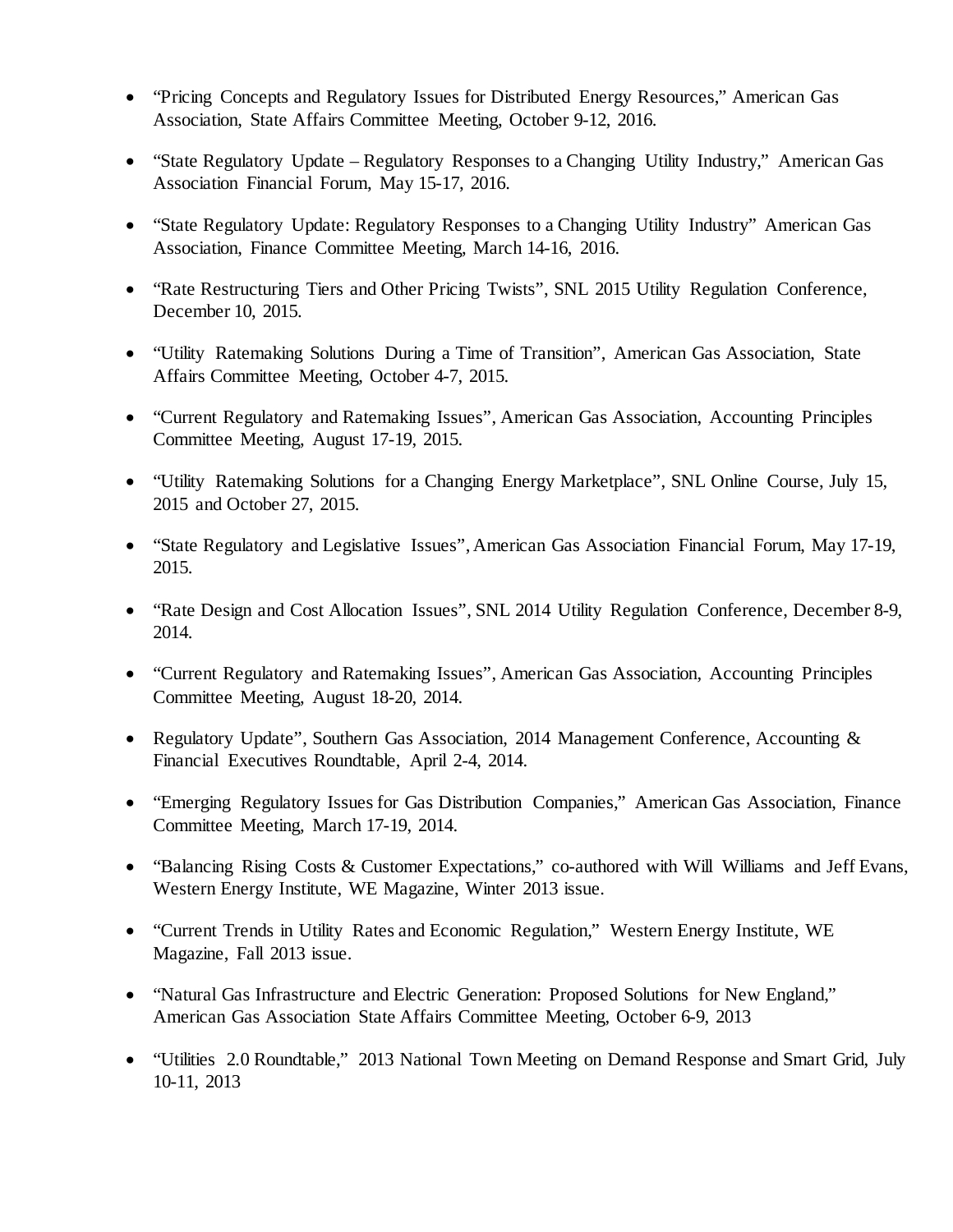- "Pricing Concepts and Regulatory Issues for Distributed Energy Resources," American Gas Association, State Affairs Committee Meeting, October 9-12, 2016.

- "State Regulatory Update – Regulatory Responses to a Changing Utility Industry," American Gas Association Financial Forum, May 15-17, 2016.

- "State Regulatory Update: Regulatory Responses to a Changing Utility Industry" American Gas Association, Finance Committee Meeting, March 14-16, 2016.

- "Rate Restructuring Tiers and Other Pricing Twists", SNL 2015 Utility Regulation Conference, December 10, 2015.

- "Utility Ratemaking Solutions During a Time of Transition", American Gas Association, State Affairs Committee Meeting, October 4-7, 2015.

- "Current Regulatory and Ratemaking Issues", American Gas Association, Accounting Principles Committee Meeting, August 17-19, 2015.

- "Utility Ratemaking Solutions for a Changing Energy Marketplace", SNL Online Course, July 15, 2015 and October 27, 2015.

- "State Regulatory and Legislative Issues", American Gas Association Financial Forum, May 17-19, 2015.

- "Rate Design and Cost Allocation Issues", SNL 2014 Utility Regulation Conference, December 8-9, 2014.

- "Current Regulatory and Ratemaking Issues", American Gas Association, Accounting Principles Committee Meeting, August 18-20, 2014.

- Regulatory Update", Southern Gas Association, 2014 Management Conference, Accounting & Financial Executives Roundtable, April 2-4, 2014.

- "Emerging Regulatory Issues for Gas Distribution Companies," American Gas Association, Finance Committee Meeting, March 17-19, 2014.

- "Balancing Rising Costs & Customer Expectations," co-authored with Will Williams and Jeff Evans, Western Energy Institute, WE Magazine, Winter 2013 issue.

- "Current Trends in Utility Rates and Economic Regulation," Western Energy Institute, WE Magazine, Fall 2013 issue.

- "Natural Gas Infrastructure and Electric Generation: Proposed Solutions for New England," American Gas Association State Affairs Committee Meeting, October 6-9, 2013

- "Utilities 2.0 Roundtable," 2013 National Town Meeting on Demand Response and Smart Grid, July 10-11, 2013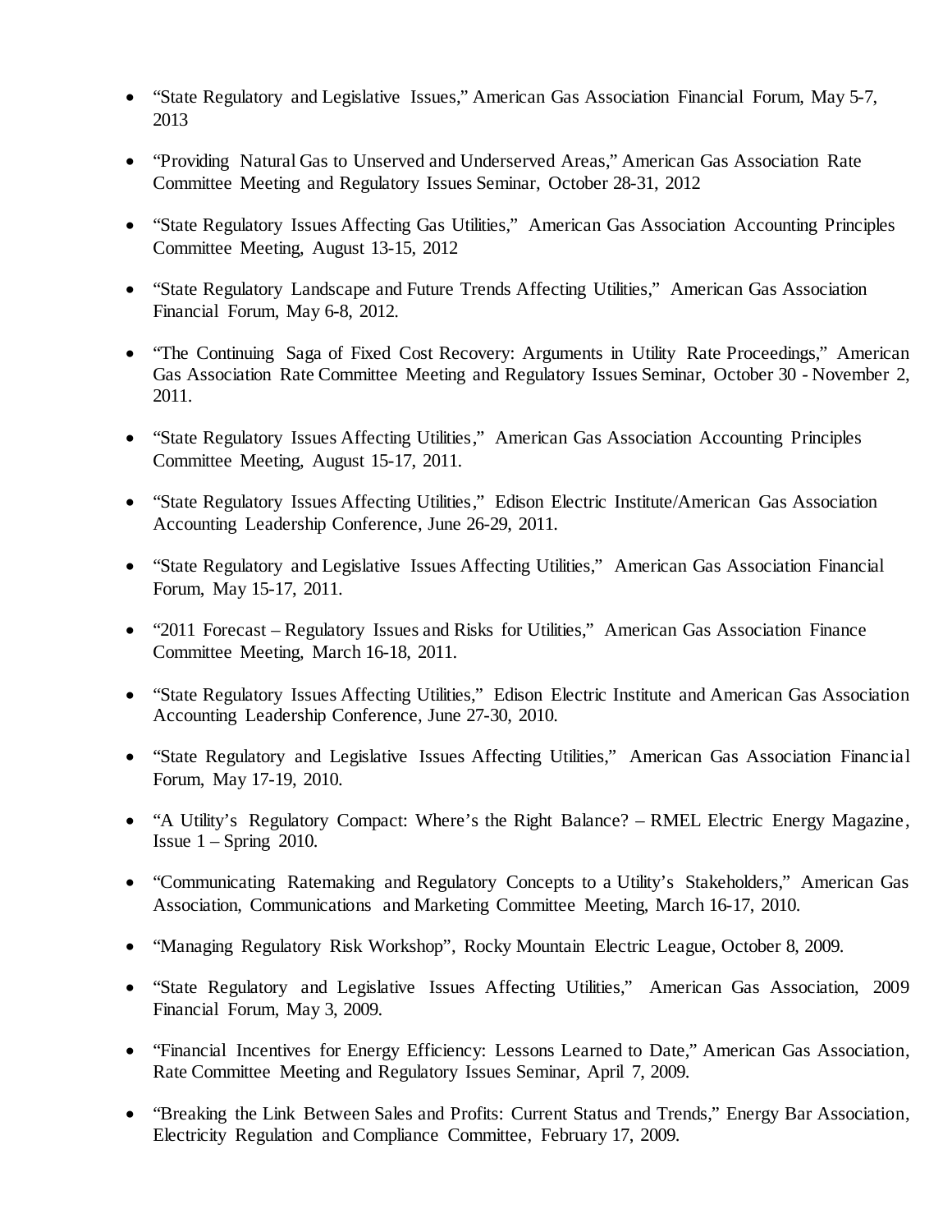- "State Regulatory and Legislative Issues," American Gas Association Financial Forum, May 5-7, 2013
- "Providing Natural Gas to Unserved and Underserved Areas," American Gas Association Rate Committee Meeting and Regulatory Issues Seminar, October 28-31, 2012
- "State Regulatory Issues Affecting Gas Utilities," American Gas Association Accounting Principles Committee Meeting, August 13-15, 2012
- "State Regulatory Landscape and Future Trends Affecting Utilities," American Gas Association Financial Forum, May 6-8, 2012.
- "The Continuing Saga of Fixed Cost Recovery: Arguments in Utility Rate Proceedings," American Gas Association Rate Committee Meeting and Regulatory Issues Seminar, October 30 - November 2, 2011.
- "State Regulatory Issues Affecting Utilities," American Gas Association Accounting Principles Committee Meeting, August 15-17, 2011.
- "State Regulatory Issues Affecting Utilities," Edison Electric Institute/American Gas Association Accounting Leadership Conference, June 26-29, 2011.
- "State Regulatory and Legislative Issues Affecting Utilities," American Gas Association Financial Forum, May 15-17, 2011.
- "2011 Forecast – Regulatory Issues and Risks for Utilities," American Gas Association Finance Committee Meeting, March 16-18, 2011.
- "State Regulatory Issues Affecting Utilities," Edison Electric Institute and American Gas Association Accounting Leadership Conference, June 27-30, 2010.
- "State Regulatory and Legislative Issues Affecting Utilities," American Gas Association Financial Forum, May 17-19, 2010.
- "A Utility's Regulatory Compact: Where's the Right Balance? – RMEL Electric Energy Magazine, Issue 1 – Spring 2010.
- "Communicating Ratemaking and Regulatory Concepts to a Utility's Stakeholders," American Gas Association, Communications and Marketing Committee Meeting, March 16-17, 2010.
- "Managing Regulatory Risk Workshop", Rocky Mountain Electric League, October 8, 2009.
- "State Regulatory and Legislative Issues Affecting Utilities," American Gas Association, 2009 Financial Forum, May 3, 2009.
- "Financial Incentives for Energy Efficiency: Lessons Learned to Date," American Gas Association, Rate Committee Meeting and Regulatory Issues Seminar, April 7, 2009.
- "Breaking the Link Between Sales and Profits: Current Status and Trends," Energy Bar Association, Electricity Regulation and Compliance Committee, February 17, 2009.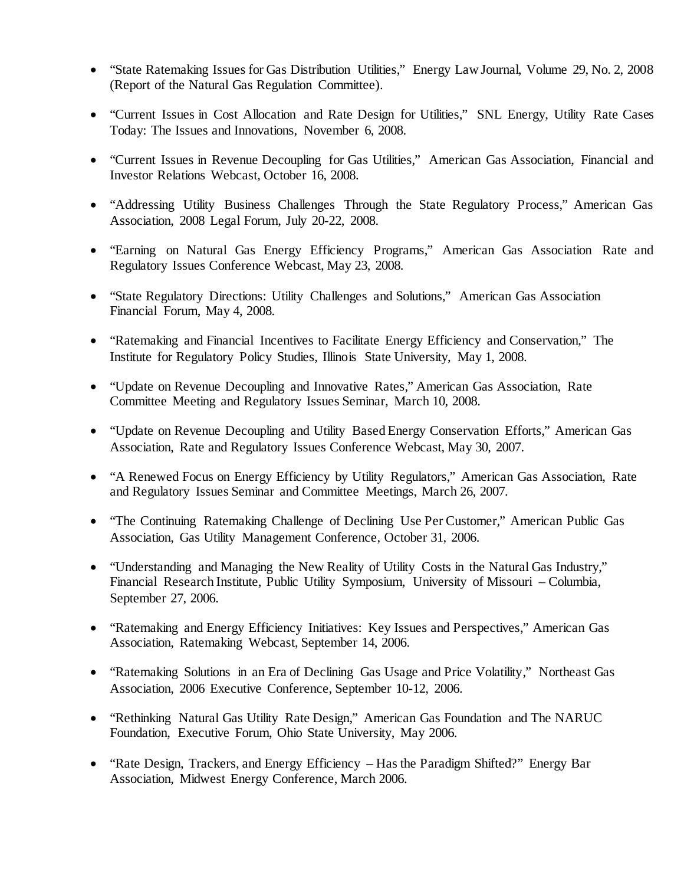- "State Ratemaking Issues for Gas Distribution Utilities," Energy Law Journal, Volume 29, No. 2, 2008 (Report of the Natural Gas Regulation Committee).

- "Current Issues in Cost Allocation and Rate Design for Utilities," SNL Energy, Utility Rate Cases Today: The Issues and Innovations, November 6, 2008.

- "Current Issues in Revenue Decoupling for Gas Utilities," American Gas Association, Financial and Investor Relations Webcast, October 16, 2008.

- "Addressing Utility Business Challenges Through the State Regulatory Process," American Gas Association, 2008 Legal Forum, July 20-22, 2008.

- "Earning on Natural Gas Energy Efficiency Programs," American Gas Association Rate and Regulatory Issues Conference Webcast, May 23, 2008.

- "State Regulatory Directions: Utility Challenges and Solutions," American Gas Association Financial Forum, May 4, 2008.

- "Ratemaking and Financial Incentives to Facilitate Energy Efficiency and Conservation," The Institute for Regulatory Policy Studies, Illinois State University, May 1, 2008.

- "Update on Revenue Decoupling and Innovative Rates," American Gas Association, Rate Committee Meeting and Regulatory Issues Seminar, March 10, 2008.

- "Update on Revenue Decoupling and Utility Based Energy Conservation Efforts," American Gas Association, Rate and Regulatory Issues Conference Webcast, May 30, 2007.

- "A Renewed Focus on Energy Efficiency by Utility Regulators," American Gas Association, Rate and Regulatory Issues Seminar and Committee Meetings, March 26, 2007.

- "The Continuing Ratemaking Challenge of Declining Use Per Customer," American Public Gas Association, Gas Utility Management Conference, October 31, 2006.

- "Understanding and Managing the New Reality of Utility Costs in the Natural Gas Industry," Financial Research Institute, Public Utility Symposium, University of Missouri – Columbia, September 27, 2006.

- "Ratemaking and Energy Efficiency Initiatives: Key Issues and Perspectives," American Gas Association, Ratemaking Webcast, September 14, 2006.

- "Ratemaking Solutions in an Era of Declining Gas Usage and Price Volatility," Northeast Gas Association, 2006 Executive Conference, September 10-12, 2006.

- "Rethinking Natural Gas Utility Rate Design," American Gas Foundation and The NARUC Foundation, Executive Forum, Ohio State University, May 2006.

- "Rate Design, Trackers, and Energy Efficiency – Has the Paradigm Shifted?" Energy Bar Association, Midwest Energy Conference, March 2006.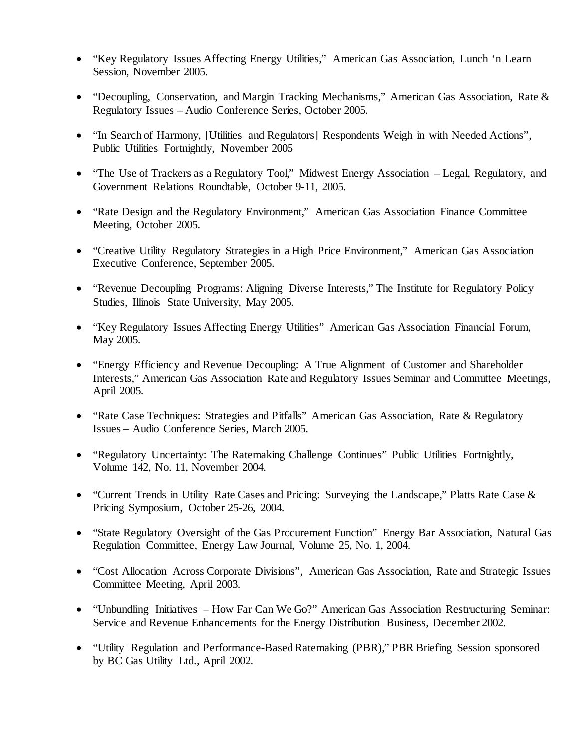- "Key Regulatory Issues Affecting Energy Utilities," American Gas Association, Lunch 'n Learn Session, November 2005.

- "Decoupling, Conservation, and Margin Tracking Mechanisms," American Gas Association, Rate & Regulatory Issues – Audio Conference Series, October 2005.

- "In Search of Harmony, [Utilities and Regulators] Respondents Weigh in with Needed Actions", Public Utilities Fortnightly, November 2005

- "The Use of Trackers as a Regulatory Tool," Midwest Energy Association – Legal, Regulatory, and Government Relations Roundtable, October 9-11, 2005.

- "Rate Design and the Regulatory Environment," American Gas Association Finance Committee Meeting, October 2005.

- "Creative Utility Regulatory Strategies in a High Price Environment," American Gas Association Executive Conference, September 2005.

- "Revenue Decoupling Programs: Aligning Diverse Interests," The Institute for Regulatory Policy Studies, Illinois State University, May 2005.

- "Key Regulatory Issues Affecting Energy Utilities" American Gas Association Financial Forum, May 2005.

- "Energy Efficiency and Revenue Decoupling: A True Alignment of Customer and Shareholder Interests," American Gas Association Rate and Regulatory Issues Seminar and Committee Meetings, April 2005.

- "Rate Case Techniques: Strategies and Pitfalls" American Gas Association, Rate & Regulatory Issues – Audio Conference Series, March 2005.

- "Regulatory Uncertainty: The Ratemaking Challenge Continues" Public Utilities Fortnightly, Volume 142, No. 11, November 2004.

- "Current Trends in Utility Rate Cases and Pricing: Surveying the Landscape," Platts Rate Case & Pricing Symposium, October 25-26, 2004.

- "State Regulatory Oversight of the Gas Procurement Function" Energy Bar Association, Natural Gas Regulation Committee, Energy Law Journal, Volume 25, No. 1, 2004.

- "Cost Allocation Across Corporate Divisions", American Gas Association, Rate and Strategic Issues Committee Meeting, April 2003.

- "Unbundling Initiatives – How Far Can We Go?" American Gas Association Restructuring Seminar: Service and Revenue Enhancements for the Energy Distribution Business, December 2002.

- "Utility Regulation and Performance-Based Ratemaking (PBR)," PBR Briefing Session sponsored by BC Gas Utility Ltd., April 2002.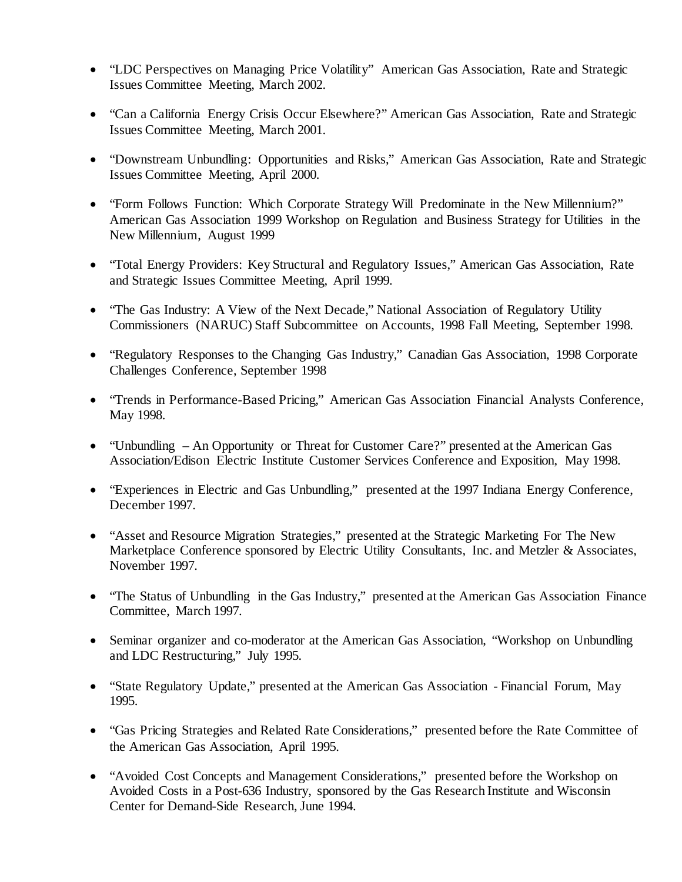- "LDC Perspectives on Managing Price Volatility" American Gas Association, Rate and Strategic Issues Committee Meeting, March 2002.

- "Can a California Energy Crisis Occur Elsewhere?" American Gas Association, Rate and Strategic Issues Committee Meeting, March 2001.

- "Downstream Unbundling: Opportunities and Risks," American Gas Association, Rate and Strategic Issues Committee Meeting, April 2000.

- "Form Follows Function: Which Corporate Strategy Will Predominate in the New Millennium?" American Gas Association 1999 Workshop on Regulation and Business Strategy for Utilities in the New Millennium, August 1999

- "Total Energy Providers: Key Structural and Regulatory Issues," American Gas Association, Rate and Strategic Issues Committee Meeting, April 1999.

- "The Gas Industry: A View of the Next Decade," National Association of Regulatory Utility Commissioners (NARUC) Staff Subcommittee on Accounts, 1998 Fall Meeting, September 1998.

- "Regulatory Responses to the Changing Gas Industry," Canadian Gas Association, 1998 Corporate Challenges Conference, September 1998

- "Trends in Performance-Based Pricing," American Gas Association Financial Analysts Conference, May 1998.

- "Unbundling – An Opportunity or Threat for Customer Care?" presented at the American Gas Association/Edison Electric Institute Customer Services Conference and Exposition, May 1998.

- "Experiences in Electric and Gas Unbundling," presented at the 1997 Indiana Energy Conference, December 1997.

- "Asset and Resource Migration Strategies," presented at the Strategic Marketing For The New Marketplace Conference sponsored by Electric Utility Consultants, Inc. and Metzler & Associates, November 1997.

- "The Status of Unbundling in the Gas Industry," presented at the American Gas Association Finance Committee, March 1997.

- Seminar organizer and co-moderator at the American Gas Association, "Workshop on Unbundling and LDC Restructuring," July 1995.

- "State Regulatory Update," presented at the American Gas Association - Financial Forum, May 1995.

- "Gas Pricing Strategies and Related Rate Considerations," presented before the Rate Committee of the American Gas Association, April 1995.

- "Avoided Cost Concepts and Management Considerations," presented before the Workshop on Avoided Costs in a Post-636 Industry, sponsored by the Gas Research Institute and Wisconsin Center for Demand-Side Research, June 1994.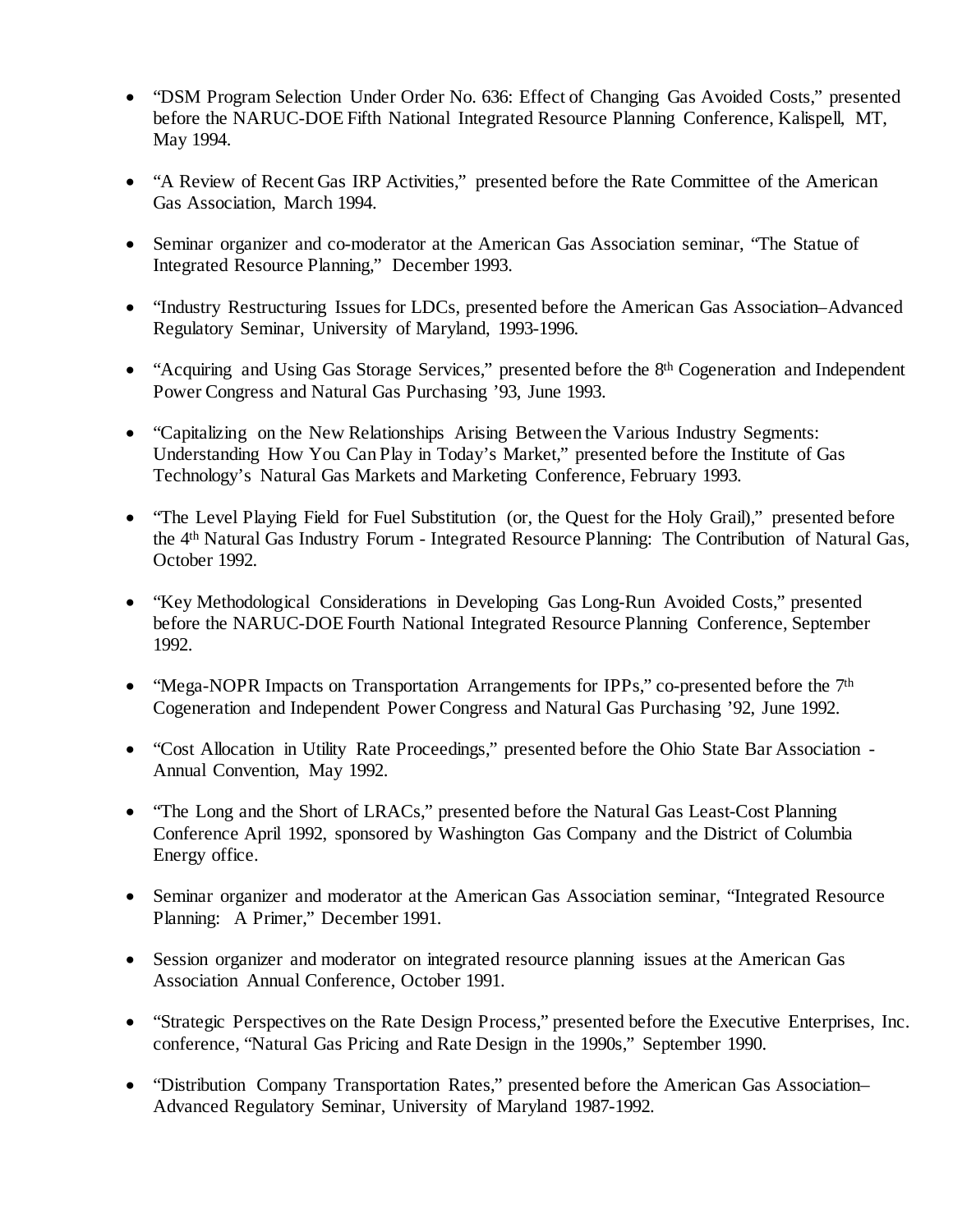- "DSM Program Selection Under Order No. 636: Effect of Changing Gas Avoided Costs," presented before the NARUC-DOE Fifth National Integrated Resource Planning Conference, Kalispell, MT, May 1994.

- "A Review of Recent Gas IRP Activities," presented before the Rate Committee of the American Gas Association, March 1994.

- Seminar organizer and co-moderator at the American Gas Association seminar, "The Statue of Integrated Resource Planning," December 1993.

- "Industry Restructuring Issues for LDCs, presented before the American Gas Association–Advanced Regulatory Seminar, University of Maryland, 1993-1996.

- "Acquiring and Using Gas Storage Services," presented before the 8th Cogeneration and Independent Power Congress and Natural Gas Purchasing '93, June 1993.

- "Capitalizing on the New Relationships Arising Between the Various Industry Segments: Understanding How You Can Play in Today's Market," presented before the Institute of Gas Technology's Natural Gas Markets and Marketing Conference, February 1993.

- "The Level Playing Field for Fuel Substitution (or, the Quest for the Holy Grail)," presented before the 4th Natural Gas Industry Forum - Integrated Resource Planning: The Contribution of Natural Gas, October 1992.

- "Key Methodological Considerations in Developing Gas Long-Run Avoided Costs," presented before the NARUC-DOE Fourth National Integrated Resource Planning Conference, September 1992.

- "Mega-NOPR Impacts on Transportation Arrangements for IPPs," co-presented before the 7th Cogeneration and Independent Power Congress and Natural Gas Purchasing '92, June 1992.

- "Cost Allocation in Utility Rate Proceedings," presented before the Ohio State Bar Association - Annual Convention, May 1992.

- "The Long and the Short of LRACs," presented before the Natural Gas Least-Cost Planning Conference April 1992, sponsored by Washington Gas Company and the District of Columbia Energy office.

- Seminar organizer and moderator at the American Gas Association seminar, "Integrated Resource Planning: A Primer," December 1991.

- Session organizer and moderator on integrated resource planning issues at the American Gas Association Annual Conference, October 1991.

- "Strategic Perspectives on the Rate Design Process," presented before the Executive Enterprises, Inc. conference, "Natural Gas Pricing and Rate Design in the 1990s," September 1990.

- "Distribution Company Transportation Rates," presented before the American Gas Association–Advanced Regulatory Seminar, University of Maryland 1987-1992.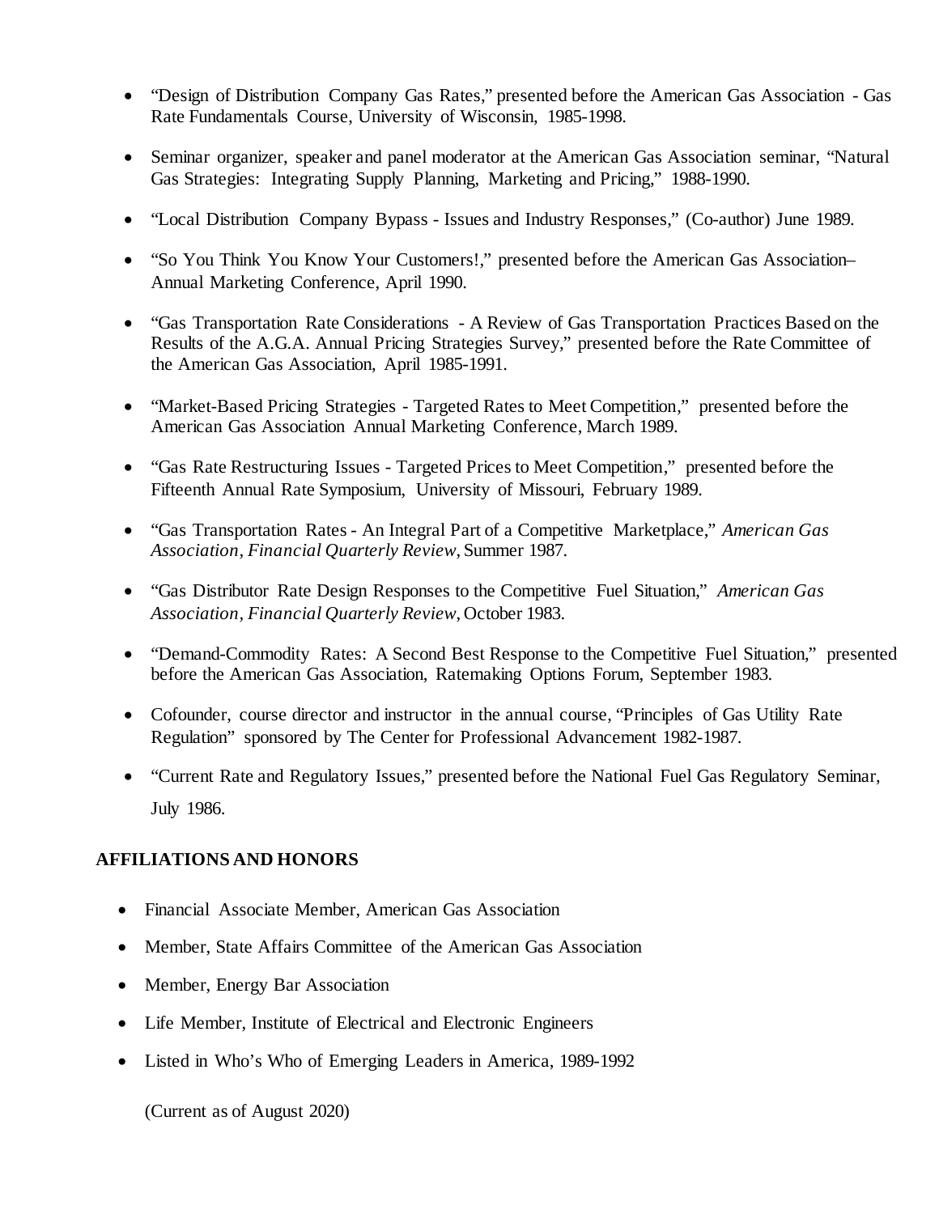- "Design of Distribution Company Gas Rates," presented before the American Gas Association - Gas Rate Fundamentals Course, University of Wisconsin, 1985-1998.

- Seminar organizer, speaker and panel moderator at the American Gas Association seminar, "Natural Gas Strategies: Integrating Supply Planning, Marketing and Pricing," 1988-1990.

- "Local Distribution Company Bypass - Issues and Industry Responses," (Co-author) June 1989.

- "So You Think You Know Your Customers!," presented before the American Gas Association– Annual Marketing Conference, April 1990.

- "Gas Transportation Rate Considerations - A Review of Gas Transportation Practices Based on the Results of the A.G.A. Annual Pricing Strategies Survey," presented before the Rate Committee of the American Gas Association, April 1985-1991.

- "Market-Based Pricing Strategies - Targeted Rates to Meet Competition," presented before the American Gas Association Annual Marketing Conference, March 1989.

- "Gas Rate Restructuring Issues - Targeted Prices to Meet Competition," presented before the Fifteenth Annual Rate Symposium, University of Missouri, February 1989.

- "Gas Transportation Rates - An Integral Part of a Competitive Marketplace," *American Gas Association, Financial Quarterly Review*, Summer 1987.

- "Gas Distributor Rate Design Responses to the Competitive Fuel Situation," *American Gas Association, Financial Quarterly Review*, October 1983.

- "Demand-Commodity Rates: A Second Best Response to the Competitive Fuel Situation," presented before the American Gas Association, Ratemaking Options Forum, September 1983.

- Cofounder, course director and instructor in the annual course, "Principles of Gas Utility Rate Regulation" sponsored by The Center for Professional Advancement 1982-1987.

- "Current Rate and Regulatory Issues," presented before the National Fuel Gas Regulatory Seminar, July 1986.

## AFFILIATIONS AND HONORS

- Financial Associate Member, American Gas Association
- Member, State Affairs Committee of the American Gas Association
- Member, Energy Bar Association
- Life Member, Institute of Electrical and Electronic Engineers
- Listed in Who's Who of Emerging Leaders in America, 1989-1992

(Current as of August 2020)